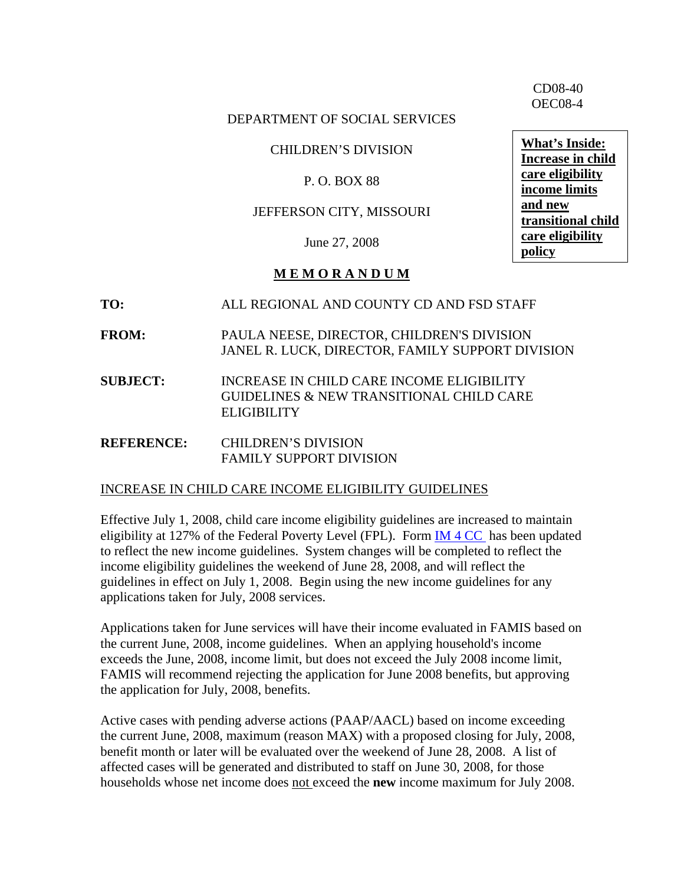CD08-40
OEC08-4

DEPARTMENT OF SOCIAL SERVICES

CHILDREN'S DIVISION

P. O. BOX 88

JEFFERSON CITY, MISSOURI

June 27, 2008

**What's Inside: Increase in child care eligibility income limits and new transitional child care eligibility policy**

# MEMORANDUM

**TO:** ALL REGIONAL AND COUNTY CD AND FSD STAFF

**FROM:** PAULA NEESE, DIRECTOR, CHILDREN'S DIVISION
JANEL R. LUCK, DIRECTOR, FAMILY SUPPORT DIVISION

**SUBJECT:** INCREASE IN CHILD CARE INCOME ELIGIBILITY GUIDELINES & NEW TRANSITIONAL CHILD CARE ELIGIBILITY

**REFERENCE:** CHILDREN'S DIVISION
FAMILY SUPPORT DIVISION

## INCREASE IN CHILD CARE INCOME ELIGIBILITY GUIDELINES

Effective July 1, 2008, child care income eligibility guidelines are increased to maintain eligibility at 127% of the Federal Poverty Level (FPL). Form IM 4 CC has been updated to reflect the new income guidelines. System changes will be completed to reflect the income eligibility guidelines the weekend of June 28, 2008, and will reflect the guidelines in effect on July 1, 2008. Begin using the new income guidelines for any applications taken for July, 2008 services.

Applications taken for June services will have their income evaluated in FAMIS based on the current June, 2008, income guidelines. When an applying household's income exceeds the June, 2008, income limit, but does not exceed the July 2008 income limit, FAMIS will recommend rejecting the application for June 2008 benefits, but approving the application for July, 2008, benefits.

Active cases with pending adverse actions (PAAP/AACL) based on income exceeding the current June, 2008, maximum (reason MAX) with a proposed closing for July, 2008, benefit month or later will be evaluated over the weekend of June 28, 2008. A list of affected cases will be generated and distributed to staff on June 30, 2008, for those households whose net income does not exceed the **new** income maximum for July 2008.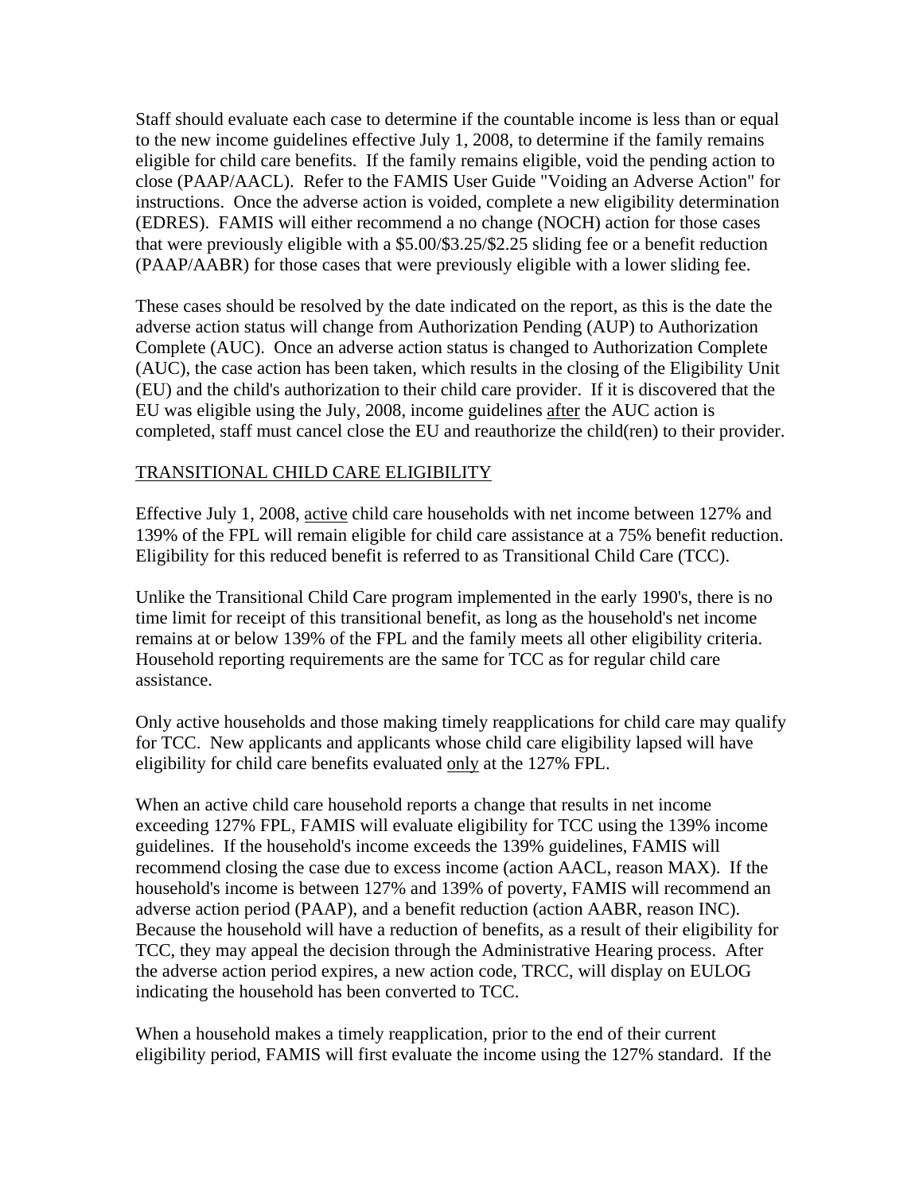Staff should evaluate each case to determine if the countable income is less than or equal to the new income guidelines effective July 1, 2008, to determine if the family remains eligible for child care benefits. If the family remains eligible, void the pending action to close (PAAP/AACL). Refer to the FAMIS User Guide "Voiding an Adverse Action" for instructions. Once the adverse action is voided, complete a new eligibility determination (EDRES). FAMIS will either recommend a no change (NOCH) action for those cases that were previously eligible with a $5.00/$3.25/$2.25 sliding fee or a benefit reduction (PAAP/AABR) for those cases that were previously eligible with a lower sliding fee.

These cases should be resolved by the date indicated on the report, as this is the date the adverse action status will change from Authorization Pending (AUP) to Authorization Complete (AUC). Once an adverse action status is changed to Authorization Complete (AUC), the case action has been taken, which results in the closing of the Eligibility Unit (EU) and the child's authorization to their child care provider. If it is discovered that the EU was eligible using the July, 2008, income guidelines <u>after</u> the AUC action is completed, staff must cancel close the EU and reauthorize the child(ren) to their provider.

<u>TRANSITIONAL CHILD CARE ELIGIBILITY</u>

Effective July 1, 2008, <u>active</u> child care households with net income between 127% and 139% of the FPL will remain eligible for child care assistance at a 75% benefit reduction. Eligibility for this reduced benefit is referred to as Transitional Child Care (TCC).

Unlike the Transitional Child Care program implemented in the early 1990's, there is no time limit for receipt of this transitional benefit, as long as the household's net income remains at or below 139% of the FPL and the family meets all other eligibility criteria. Household reporting requirements are the same for TCC as for regular child care assistance.

Only active households and those making timely reapplications for child care may qualify for TCC. New applicants and applicants whose child care eligibility lapsed will have eligibility for child care benefits evaluated <u>only</u> at the 127% FPL.

When an active child care household reports a change that results in net income exceeding 127% FPL, FAMIS will evaluate eligibility for TCC using the 139% income guidelines. If the household's income exceeds the 139% guidelines, FAMIS will recommend closing the case due to excess income (action AACL, reason MAX). If the household's income is between 127% and 139% of poverty, FAMIS will recommend an adverse action period (PAAP), and a benefit reduction (action AABR, reason INC). Because the household will have a reduction of benefits, as a result of their eligibility for TCC, they may appeal the decision through the Administrative Hearing process. After the adverse action period expires, a new action code, TRCC, will display on EULOG indicating the household has been converted to TCC.

When a household makes a timely reapplication, prior to the end of their current eligibility period, FAMIS will first evaluate the income using the 127% standard. If the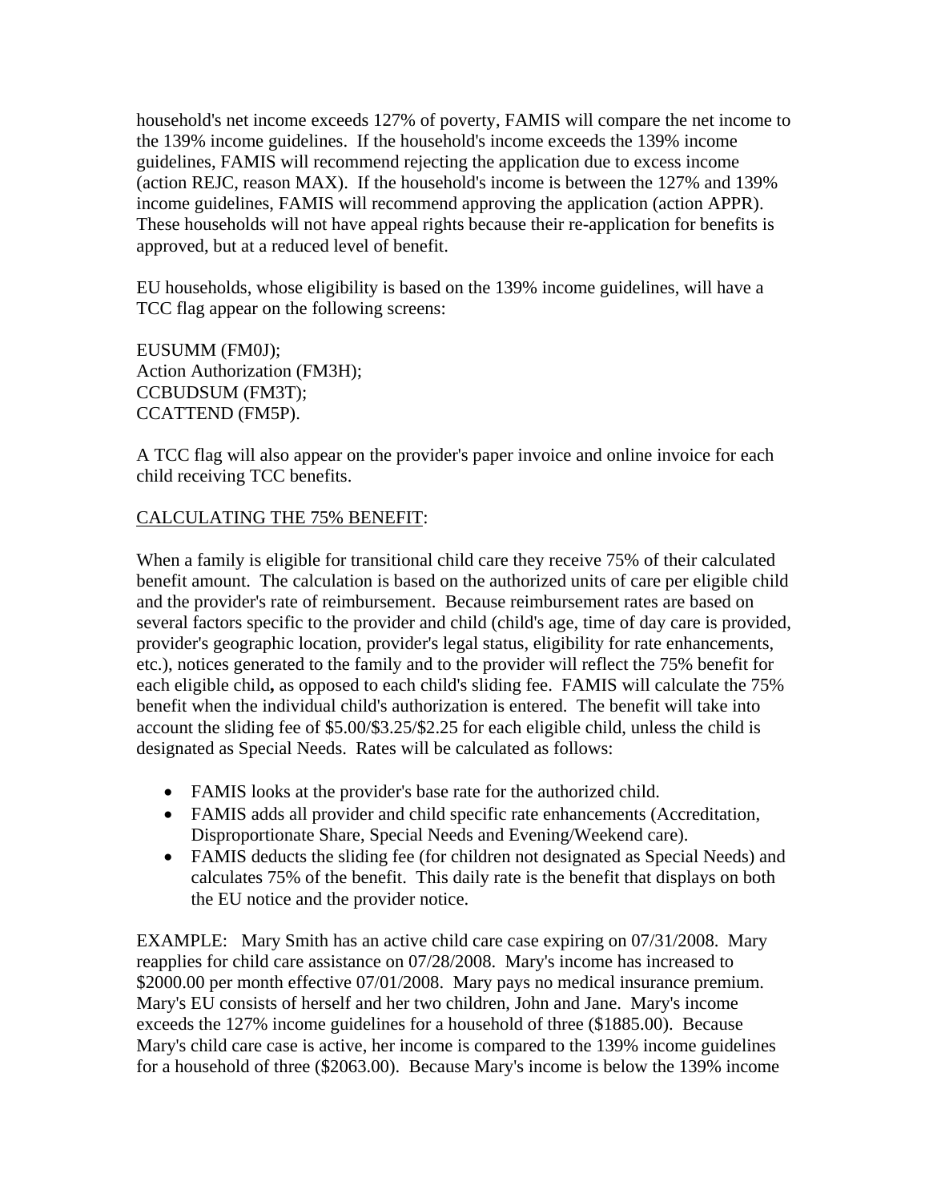household's net income exceeds 127% of poverty, FAMIS will compare the net income to the 139% income guidelines. If the household's income exceeds the 139% income guidelines, FAMIS will recommend rejecting the application due to excess income (action REJC, reason MAX). If the household's income is between the 127% and 139% income guidelines, FAMIS will recommend approving the application (action APPR). These households will not have appeal rights because their re-application for benefits is approved, but at a reduced level of benefit.

EU households, whose eligibility is based on the 139% income guidelines, will have a TCC flag appear on the following screens:

EUSUMM (FM0J);
Action Authorization (FM3H);
CCBUDSUM (FM3T);
CCATTEND (FM5P).

A TCC flag will also appear on the provider's paper invoice and online invoice for each child receiving TCC benefits.

<u>CALCULATING THE 75% BENEFIT</u>:

When a family is eligible for transitional child care they receive 75% of their calculated benefit amount. The calculation is based on the authorized units of care per eligible child and the provider's rate of reimbursement. Because reimbursement rates are based on several factors specific to the provider and child (child's age, time of day care is provided, provider's geographic location, provider's legal status, eligibility for rate enhancements, etc.), notices generated to the family and to the provider will reflect the 75% benefit for each eligible child**,** as opposed to each child's sliding fee. FAMIS will calculate the 75% benefit when the individual child's authorization is entered. The benefit will take into account the sliding fee of $5.00/$3.25/$2.25 for each eligible child, unless the child is designated as Special Needs. Rates will be calculated as follows:

- FAMIS looks at the provider's base rate for the authorized child.
- FAMIS adds all provider and child specific rate enhancements (Accreditation, Disproportionate Share, Special Needs and Evening/Weekend care).
- FAMIS deducts the sliding fee (for children not designated as Special Needs) and calculates 75% of the benefit. This daily rate is the benefit that displays on both the EU notice and the provider notice.

EXAMPLE: Mary Smith has an active child care case expiring on 07/31/2008. Mary reapplies for child care assistance on 07/28/2008. Mary's income has increased to $2000.00 per month effective 07/01/2008. Mary pays no medical insurance premium. Mary's EU consists of herself and her two children, John and Jane. Mary's income exceeds the 127% income guidelines for a household of three ($1885.00). Because Mary's child care case is active, her income is compared to the 139% income guidelines for a household of three ($2063.00). Because Mary's income is below the 139% income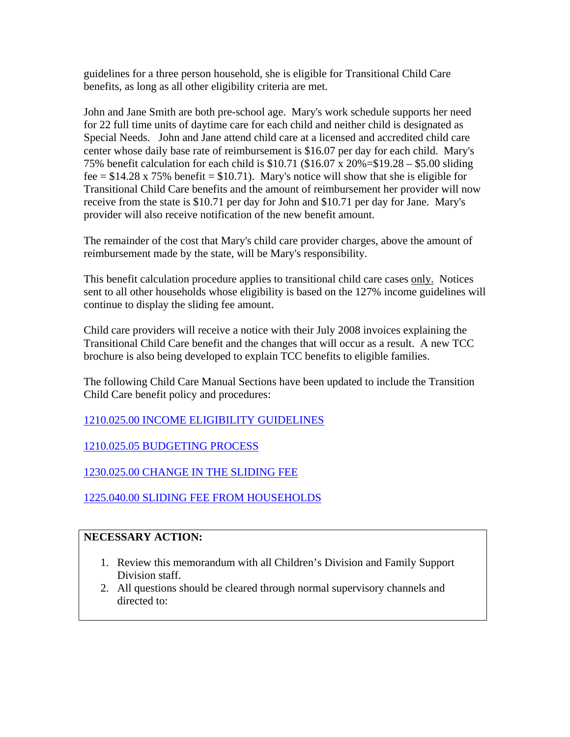guidelines for a three person household, she is eligible for Transitional Child Care benefits, as long as all other eligibility criteria are met.

John and Jane Smith are both pre-school age. Mary's work schedule supports her need for 22 full time units of daytime care for each child and neither child is designated as Special Needs. John and Jane attend child care at a licensed and accredited child care center whose daily base rate of reimbursement is $16.07 per day for each child. Mary's 75% benefit calculation for each child is $10.71 ($16.07 x 20%=$19.28 – $5.00 sliding fee = $14.28 x 75% benefit = $10.71). Mary's notice will show that she is eligible for Transitional Child Care benefits and the amount of reimbursement her provider will now receive from the state is $10.71 per day for John and $10.71 per day for Jane. Mary's provider will also receive notification of the new benefit amount.

The remainder of the cost that Mary's child care provider charges, above the amount of reimbursement made by the state, will be Mary's responsibility.

This benefit calculation procedure applies to transitional child care cases only. Notices sent to all other households whose eligibility is based on the 127% income guidelines will continue to display the sliding fee amount.

Child care providers will receive a notice with their July 2008 invoices explaining the Transitional Child Care benefit and the changes that will occur as a result. A new TCC brochure is also being developed to explain TCC benefits to eligible families.

The following Child Care Manual Sections have been updated to include the Transition Child Care benefit policy and procedures:

1210.025.00 INCOME ELIGIBILITY GUIDELINES

1210.025.05 BUDGETING PROCESS

1230.025.00 CHANGE IN THE SLIDING FEE

1225.040.00 SLIDING FEE FROM HOUSEHOLDS

**NECESSARY ACTION:**

1. Review this memorandum with all Children's Division and Family Support Division staff.
2. All questions should be cleared through normal supervisory channels and directed to: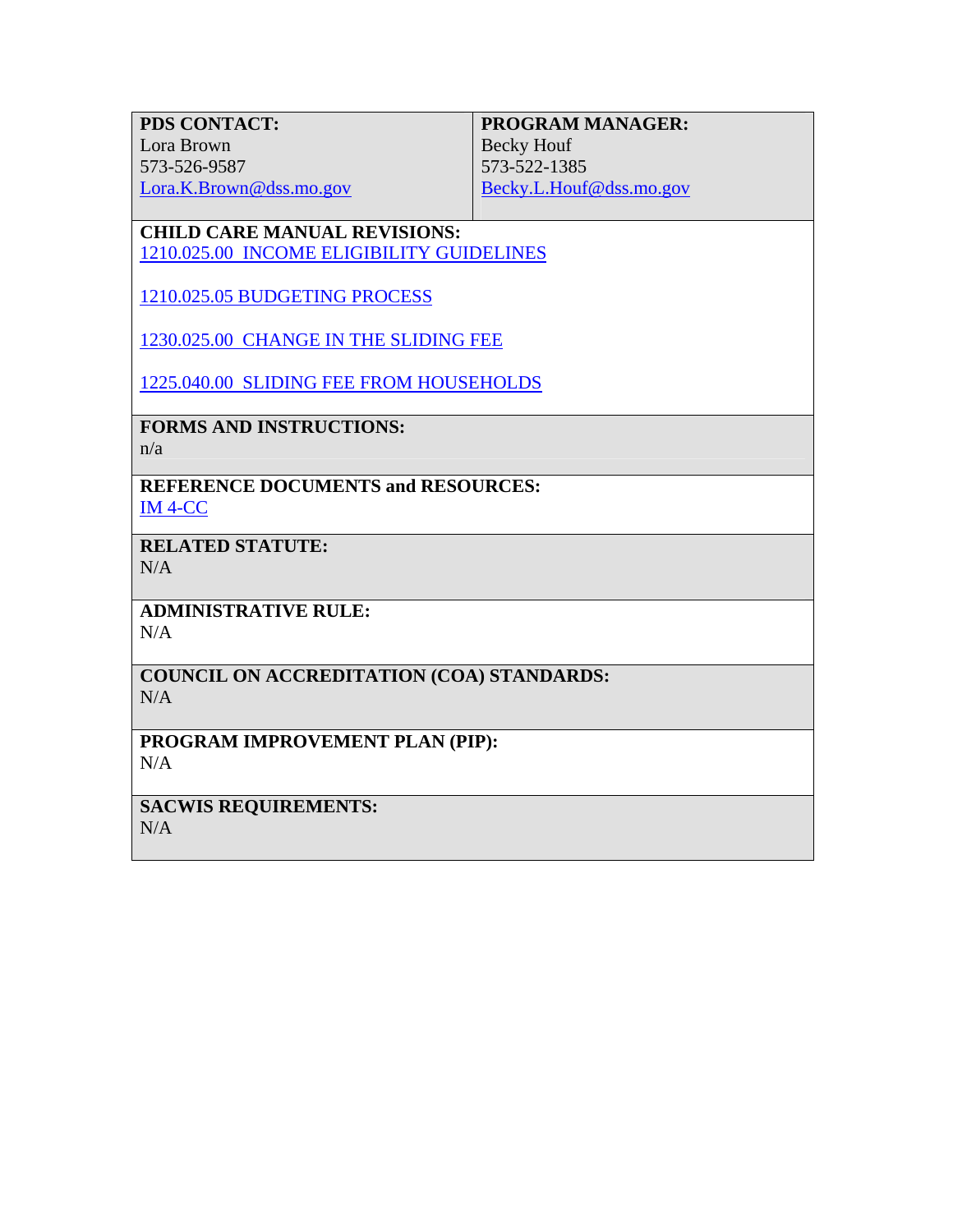| **PDS CONTACT:**<br>Lora Brown<br>573-526-9587<br>Lora.K.Brown@dss.mo.gov | **PROGRAM MANAGER:**<br>Becky Houf<br>573-522-1385<br>Becky.L.Houf@dss.mo.gov |
|---|---|

**CHILD CARE MANUAL REVISIONS:**

1210.025.00 INCOME ELIGIBILITY GUIDELINES

1210.025.05 BUDGETING PROCESS

1230.025.00 CHANGE IN THE SLIDING FEE

1225.040.00 SLIDING FEE FROM HOUSEHOLDS

**FORMS AND INSTRUCTIONS:**

n/a

**REFERENCE DOCUMENTS and RESOURCES:**

IM 4-CC

**RELATED STATUTE:**

N/A

**ADMINISTRATIVE RULE:**

N/A

**COUNCIL ON ACCREDITATION (COA) STANDARDS:**

N/A

**PROGRAM IMPROVEMENT PLAN (PIP):**

N/A

**SACWIS REQUIREMENTS:**

N/A